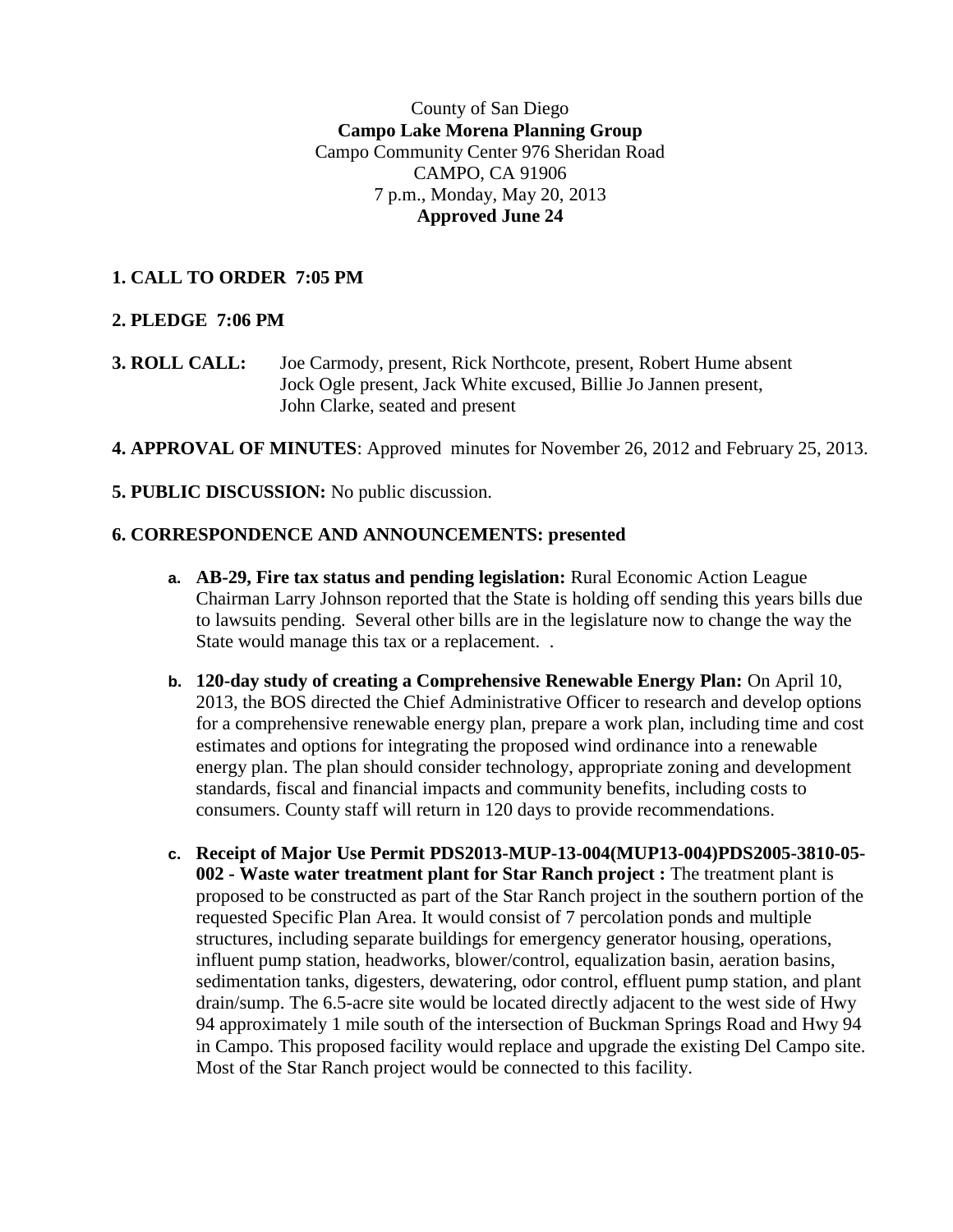County of San Diego
**Campo Lake Morena Planning Group**
Campo Community Center 976 Sheridan Road
CAMPO, CA 91906
7 p.m., Monday, May 20, 2013
**Approved June 24**

**1. CALL TO ORDER 7:05 PM**

**2. PLEDGE 7:06 PM**

**3. ROLL CALL:** Joe Carmody, present, Rick Northcote, present, Robert Hume absent
Jock Ogle present, Jack White excused, Billie Jo Jannen present,
John Clarke, seated and present

**4. APPROVAL OF MINUTES**: Approved minutes for November 26, 2012 and February 25, 2013.

**5. PUBLIC DISCUSSION:** No public discussion.

**6. CORRESPONDENCE AND ANNOUNCEMENTS: presented**

- **a. AB-29, Fire tax status and pending legislation:** Rural Economic Action League Chairman Larry Johnson reported that the State is holding off sending this years bills due to lawsuits pending. Several other bills are in the legislature now to change the way the State would manage this tax or a replacement. .

- **b. 120-day study of creating a Comprehensive Renewable Energy Plan:** On April 10, 2013, the BOS directed the Chief Administrative Officer to research and develop options for a comprehensive renewable energy plan, prepare a work plan, including time and cost estimates and options for integrating the proposed wind ordinance into a renewable energy plan. The plan should consider technology, appropriate zoning and development standards, fiscal and financial impacts and community benefits, including costs to consumers. County staff will return in 120 days to provide recommendations.

- **c. Receipt of Major Use Permit PDS2013-MUP-13-004(MUP13-004)PDS2005-3810-05-002 - Waste water treatment plant for Star Ranch project :** The treatment plant is proposed to be constructed as part of the Star Ranch project in the southern portion of the requested Specific Plan Area. It would consist of 7 percolation ponds and multiple structures, including separate buildings for emergency generator housing, operations, influent pump station, headworks, blower/control, equalization basin, aeration basins, sedimentation tanks, digesters, dewatering, odor control, effluent pump station, and plant drain/sump. The 6.5-acre site would be located directly adjacent to the west side of Hwy 94 approximately 1 mile south of the intersection of Buckman Springs Road and Hwy 94 in Campo. This proposed facility would replace and upgrade the existing Del Campo site. Most of the Star Ranch project would be connected to this facility.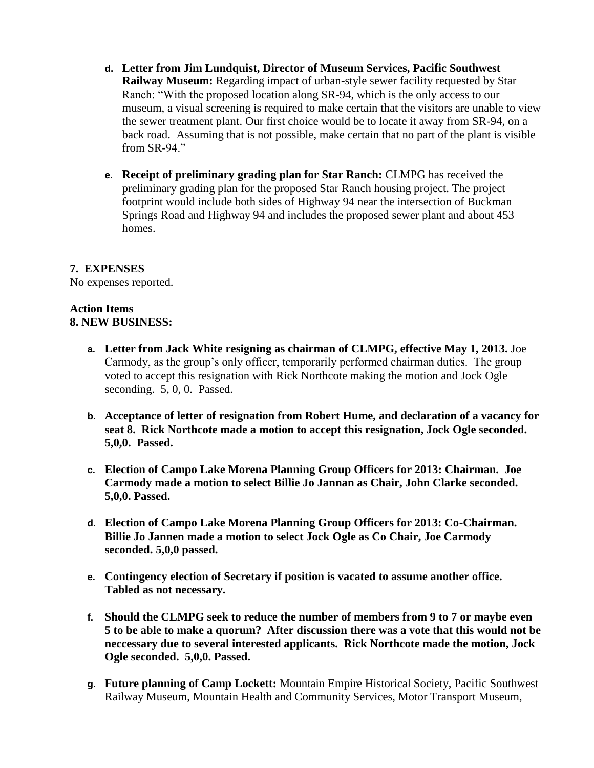d. **Letter from Jim Lundquist, Director of Museum Services, Pacific Southwest Railway Museum:** Regarding impact of urban-style sewer facility requested by Star Ranch: "With the proposed location along SR-94, which is the only access to our museum, a visual screening is required to make certain that the visitors are unable to view the sewer treatment plant. Our first choice would be to locate it away from SR-94, on a back road. Assuming that is not possible, make certain that no part of the plant is visible from SR-94."

e. **Receipt of preliminary grading plan for Star Ranch:** CLMPG has received the preliminary grading plan for the proposed Star Ranch housing project. The project footprint would include both sides of Highway 94 near the intersection of Buckman Springs Road and Highway 94 and includes the proposed sewer plant and about 453 homes.

**7. EXPENSES**

No expenses reported.

**Action Items**

**8. NEW BUSINESS:**

a. **Letter from Jack White resigning as chairman of CLMPG, effective May 1, 2013.** Joe Carmody, as the group's only officer, temporarily performed chairman duties. The group voted to accept this resignation with Rick Northcote making the motion and Jock Ogle seconding. 5, 0, 0. Passed.

b. **Acceptance of letter of resignation from Robert Hume, and declaration of a vacancy for seat 8. Rick Northcote made a motion to accept this resignation, Jock Ogle seconded. 5,0,0. Passed.**

c. **Election of Campo Lake Morena Planning Group Officers for 2013: Chairman. Joe Carmody made a motion to select Billie Jo Jannan as Chair, John Clarke seconded. 5,0,0. Passed.**

d. **Election of Campo Lake Morena Planning Group Officers for 2013: Co-Chairman. Billie Jo Jannen made a motion to select Jock Ogle as Co Chair, Joe Carmody seconded. 5,0,0 passed.**

e. **Contingency election of Secretary if position is vacated to assume another office. Tabled as not necessary.**

f. **Should the CLMPG seek to reduce the number of members from 9 to 7 or maybe even 5 to be able to make a quorum? After discussion there was a vote that this would not be neccessary due to several interested applicants. Rick Northcote made the motion, Jock Ogle seconded. 5,0,0. Passed.**

g. **Future planning of Camp Lockett:** Mountain Empire Historical Society, Pacific Southwest Railway Museum, Mountain Health and Community Services, Motor Transport Museum,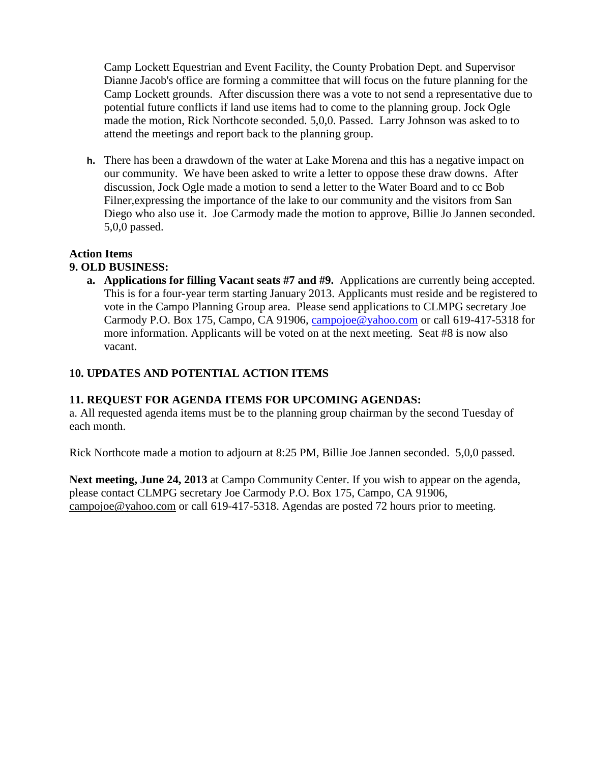Camp Lockett Equestrian and Event Facility, the County Probation Dept. and Supervisor Dianne Jacob's office are forming a committee that will focus on the future planning for the Camp Lockett grounds. After discussion there was a vote to not send a representative due to potential future conflicts if land use items had to come to the planning group. Jock Ogle made the motion, Rick Northcote seconded. 5,0,0. Passed. Larry Johnson was asked to to attend the meetings and report back to the planning group.

**h.** There has been a drawdown of the water at Lake Morena and this has a negative impact on our community. We have been asked to write a letter to oppose these draw downs. After discussion, Jock Ogle made a motion to send a letter to the Water Board and to cc Bob Filner,expressing the importance of the lake to our community and the visitors from San Diego who also use it. Joe Carmody made the motion to approve, Billie Jo Jannen seconded. 5,0,0 passed.

**Action Items**

**9. OLD BUSINESS:**

a. **Applications for filling Vacant seats #7 and #9.** Applications are currently being accepted. This is for a four-year term starting January 2013. Applicants must reside and be registered to vote in the Campo Planning Group area. Please send applications to CLMPG secretary Joe Carmody P.O. Box 175, Campo, CA 91906, campojoe@yahoo.com or call 619-417-5318 for more information. Applicants will be voted on at the next meeting. Seat #8 is now also vacant.

**10. UPDATES AND POTENTIAL ACTION ITEMS**

**11. REQUEST FOR AGENDA ITEMS FOR UPCOMING AGENDAS:**

a. All requested agenda items must be to the planning group chairman by the second Tuesday of each month.

Rick Northcote made a motion to adjourn at 8:25 PM, Billie Joe Jannen seconded. 5,0,0 passed.

**Next meeting, June 24, 2013** at Campo Community Center. If you wish to appear on the agenda, please contact CLMPG secretary Joe Carmody P.O. Box 175, Campo, CA 91906, campojoe@yahoo.com or call 619-417-5318. Agendas are posted 72 hours prior to meeting.